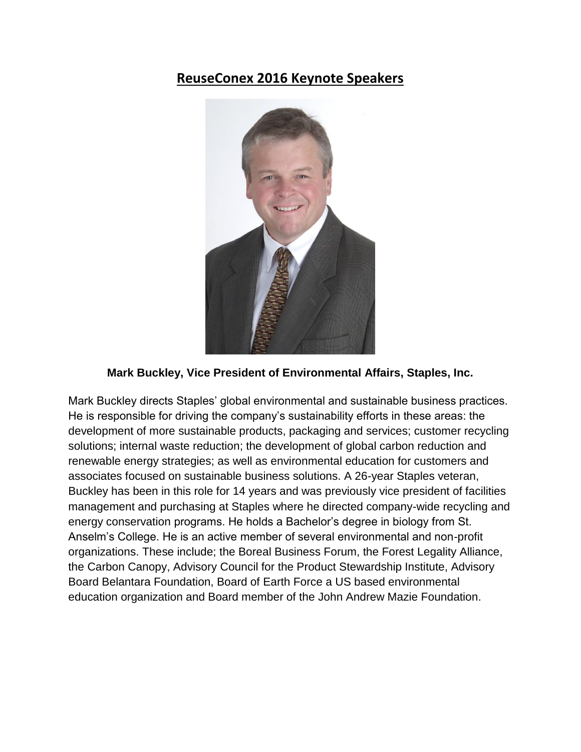# ReuseConex 2016 Keynote Speakers

**Mark Buckley, Vice President of Environmental Affairs, Staples, Inc.**

Mark Buckley directs Staples' global environmental and sustainable business practices. He is responsible for driving the company's sustainability efforts in these areas: the development of more sustainable products, packaging and services; customer recycling solutions; internal waste reduction; the development of global carbon reduction and renewable energy strategies; as well as environmental education for customers and associates focused on sustainable business solutions. A 26-year Staples veteran, Buckley has been in this role for 14 years and was previously vice president of facilities management and purchasing at Staples where he directed company-wide recycling and energy conservation programs. He holds a Bachelor's degree in biology from St. Anselm's College. He is an active member of several environmental and non-profit organizations. These include; the Boreal Business Forum, the Forest Legality Alliance, the Carbon Canopy, Advisory Council for the Product Stewardship Institute, Advisory Board Belantara Foundation, Board of Earth Force a US based environmental education organization and Board member of the John Andrew Mazie Foundation.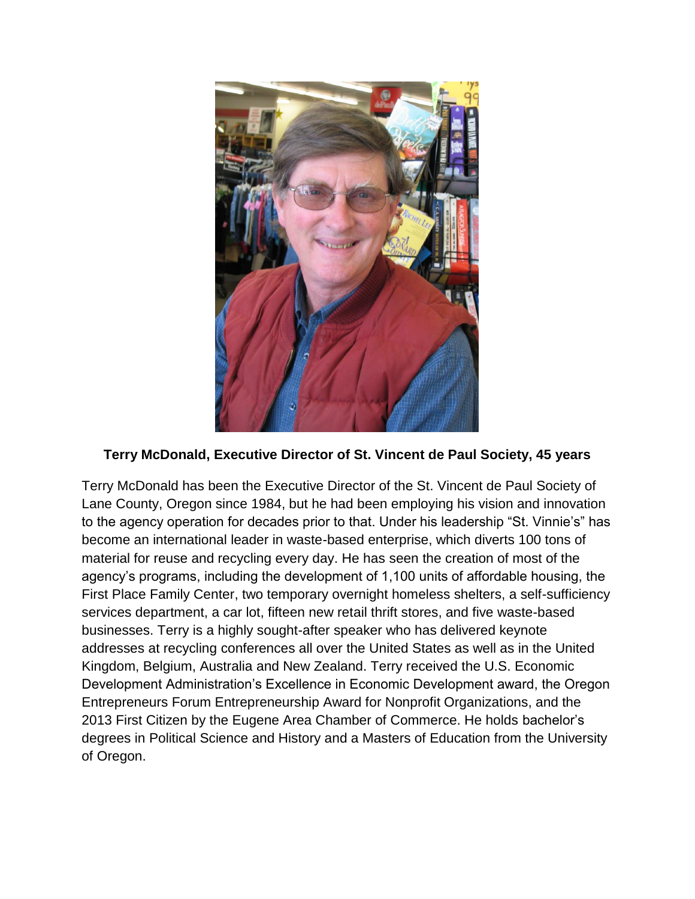**Terry McDonald, Executive Director of St. Vincent de Paul Society, 45 years**

Terry McDonald has been the Executive Director of the St. Vincent de Paul Society of Lane County, Oregon since 1984, but he had been employing his vision and innovation to the agency operation for decades prior to that. Under his leadership "St. Vinnie's" has become an international leader in waste-based enterprise, which diverts 100 tons of material for reuse and recycling every day. He has seen the creation of most of the agency's programs, including the development of 1,100 units of affordable housing, the First Place Family Center, two temporary overnight homeless shelters, a self-sufficiency services department, a car lot, fifteen new retail thrift stores, and five waste-based businesses. Terry is a highly sought-after speaker who has delivered keynote addresses at recycling conferences all over the United States as well as in the United Kingdom, Belgium, Australia and New Zealand. Terry received the U.S. Economic Development Administration's Excellence in Economic Development award, the Oregon Entrepreneurs Forum Entrepreneurship Award for Nonprofit Organizations, and the 2013 First Citizen by the Eugene Area Chamber of Commerce. He holds bachelor's degrees in Political Science and History and a Masters of Education from the University of Oregon.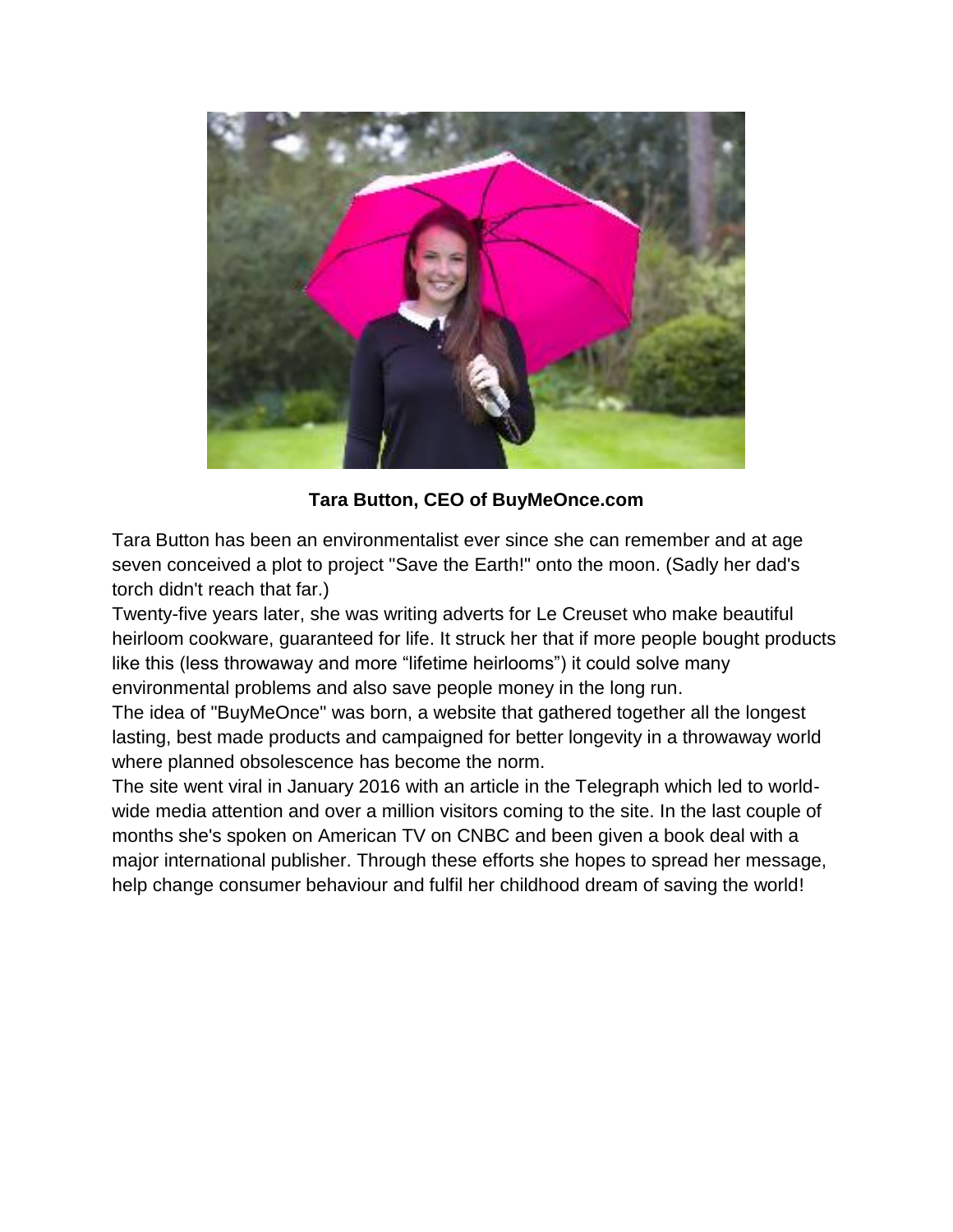**Tara Button, CEO of BuyMeOnce.com**

Tara Button has been an environmentalist ever since she can remember and at age seven conceived a plot to project "Save the Earth!" onto the moon. (Sadly her dad's torch didn't reach that far.)

Twenty-five years later, she was writing adverts for Le Creuset who make beautiful heirloom cookware, guaranteed for life. It struck her that if more people bought products like this (less throwaway and more "lifetime heirlooms") it could solve many environmental problems and also save people money in the long run.

The idea of "BuyMeOnce" was born, a website that gathered together all the longest lasting, best made products and campaigned for better longevity in a throwaway world where planned obsolescence has become the norm.

The site went viral in January 2016 with an article in the Telegraph which led to world-wide media attention and over a million visitors coming to the site. In the last couple of months she's spoken on American TV on CNBC and been given a book deal with a major international publisher. Through these efforts she hopes to spread her message, help change consumer behaviour and fulfil her childhood dream of saving the world!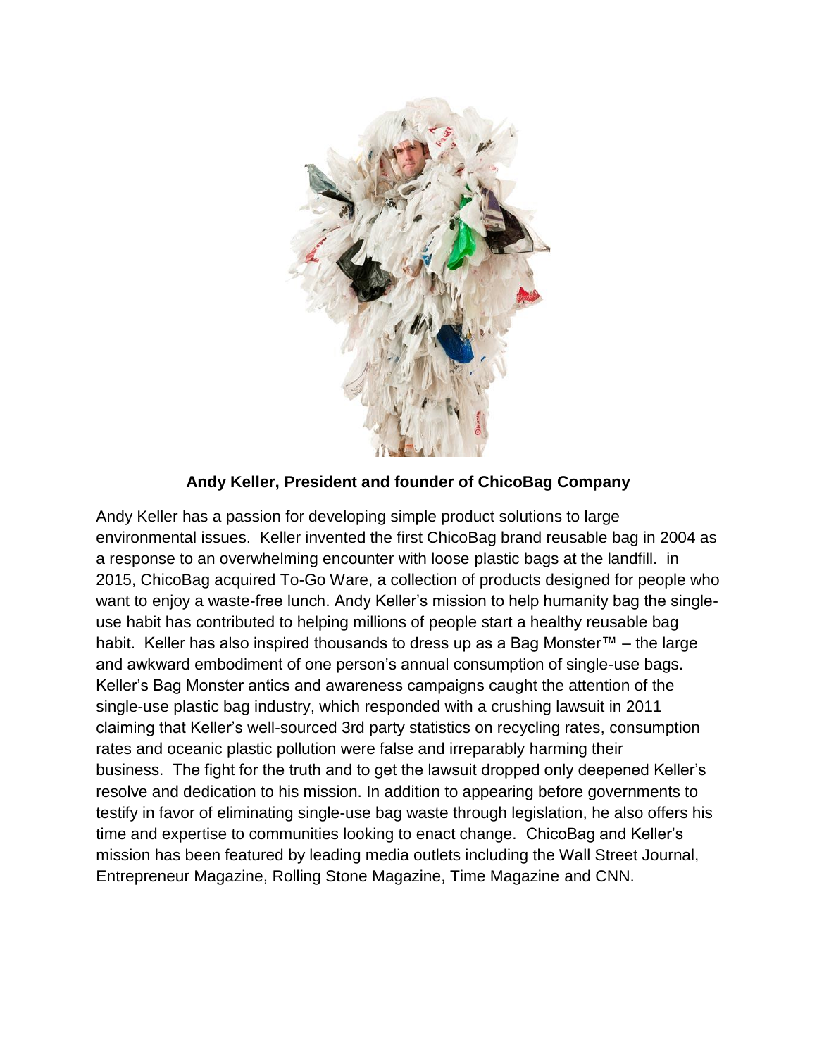**Andy Keller, President and founder of ChicoBag Company**

Andy Keller has a passion for developing simple product solutions to large environmental issues. Keller invented the first ChicoBag brand reusable bag in 2004 as a response to an overwhelming encounter with loose plastic bags at the landfill. in 2015, ChicoBag acquired To-Go Ware, a collection of products designed for people who want to enjoy a waste-free lunch. Andy Keller's mission to help humanity bag the single-use habit has contributed to helping millions of people start a healthy reusable bag habit. Keller has also inspired thousands to dress up as a Bag Monster™ – the large and awkward embodiment of one person's annual consumption of single-use bags. Keller's Bag Monster antics and awareness campaigns caught the attention of the single-use plastic bag industry, which responded with a crushing lawsuit in 2011 claiming that Keller's well-sourced 3rd party statistics on recycling rates, consumption rates and oceanic plastic pollution were false and irreparably harming their business. The fight for the truth and to get the lawsuit dropped only deepened Keller's resolve and dedication to his mission. In addition to appearing before governments to testify in favor of eliminating single-use bag waste through legislation, he also offers his time and expertise to communities looking to enact change. ChicoBag and Keller's mission has been featured by leading media outlets including the Wall Street Journal, Entrepreneur Magazine, Rolling Stone Magazine, Time Magazine and CNN.